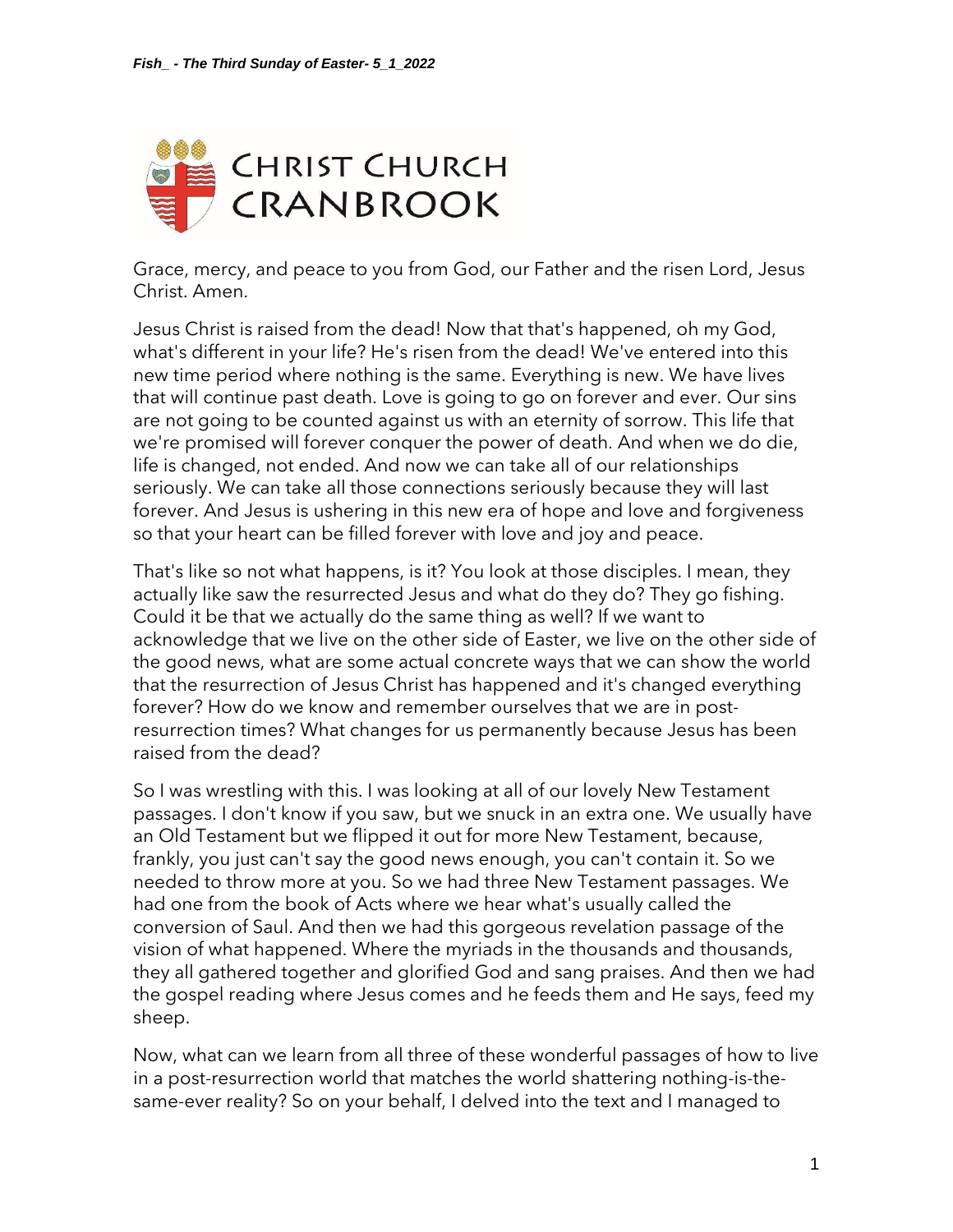Grace, mercy, and peace to you from God, our Father and the risen Lord, Jesus Christ. Amen.

Jesus Christ is raised from the dead! Now that that's happened, oh my God, what's different in your life? He's risen from the dead! We've entered into this new time period where nothing is the same. Everything is new. We have lives that will continue past death. Love is going to go on forever and ever. Our sins are not going to be counted against us with an eternity of sorrow. This life that we're promised will forever conquer the power of death. And when we do die, life is changed, not ended. And now we can take all of our relationships seriously. We can take all those connections seriously because they will last forever. And Jesus is ushering in this new era of hope and love and forgiveness so that your heart can be filled forever with love and joy and peace.

That's like so not what happens, is it? You look at those disciples. I mean, they actually like saw the resurrected Jesus and what do they do? They go fishing. Could it be that we actually do the same thing as well? If we want to acknowledge that we live on the other side of Easter, we live on the other side of the good news, what are some actual concrete ways that we can show the world that the resurrection of Jesus Christ has happened and it's changed everything forever? How do we know and remember ourselves that we are in post-resurrection times? What changes for us permanently because Jesus has been raised from the dead?

So I was wrestling with this. I was looking at all of our lovely New Testament passages. I don't know if you saw, but we snuck in an extra one. We usually have an Old Testament but we flipped it out for more New Testament, because, frankly, you just can't say the good news enough, you can't contain it. So we needed to throw more at you. So we had three New Testament passages. We had one from the book of Acts where we hear what's usually called the conversion of Saul. And then we had this gorgeous revelation passage of the vision of what happened. Where the myriads in the thousands and thousands, they all gathered together and glorified God and sang praises. And then we had the gospel reading where Jesus comes and he feeds them and He says, feed my sheep.

Now, what can we learn from all three of these wonderful passages of how to live in a post-resurrection world that matches the world shattering nothing-is-the-same-ever reality? So on your behalf, I delved into the text and I managed to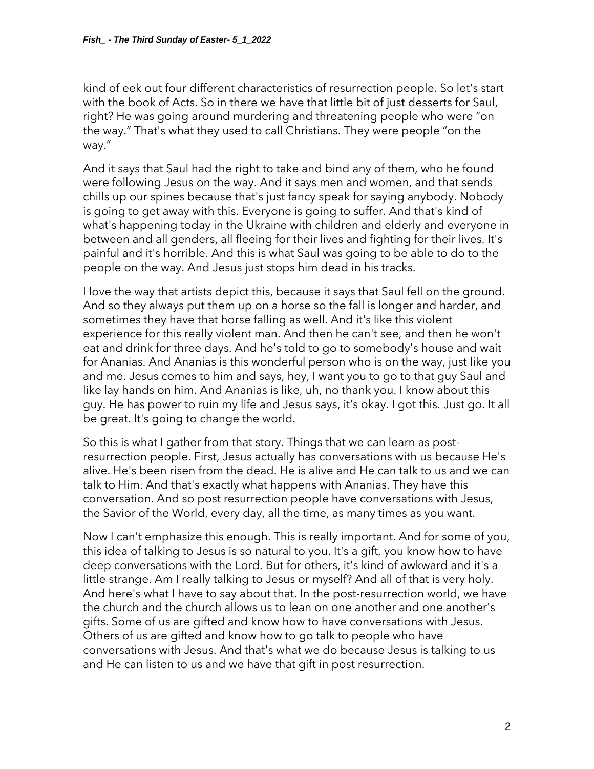kind of eek out four different characteristics of resurrection people. So let's start with the book of Acts. So in there we have that little bit of just desserts for Saul, right? He was going around murdering and threatening people who were "on the way." That's what they used to call Christians. They were people "on the way."

And it says that Saul had the right to take and bind any of them, who he found were following Jesus on the way. And it says men and women, and that sends chills up our spines because that's just fancy speak for saying anybody. Nobody is going to get away with this. Everyone is going to suffer. And that's kind of what's happening today in the Ukraine with children and elderly and everyone in between and all genders, all fleeing for their lives and fighting for their lives. It's painful and it's horrible. And this is what Saul was going to be able to do to the people on the way. And Jesus just stops him dead in his tracks.

I love the way that artists depict this, because it says that Saul fell on the ground. And so they always put them up on a horse so the fall is longer and harder, and sometimes they have that horse falling as well. And it's like this violent experience for this really violent man. And then he can't see, and then he won't eat and drink for three days. And he's told to go to somebody's house and wait for Ananias. And Ananias is this wonderful person who is on the way, just like you and me. Jesus comes to him and says, hey, I want you to go to that guy Saul and like lay hands on him. And Ananias is like, uh, no thank you. I know about this guy. He has power to ruin my life and Jesus says, it's okay. I got this. Just go. It all be great. It's going to change the world.

So this is what I gather from that story. Things that we can learn as post-resurrection people. First, Jesus actually has conversations with us because He's alive. He's been risen from the dead. He is alive and He can talk to us and we can talk to Him. And that's exactly what happens with Ananias. They have this conversation. And so post resurrection people have conversations with Jesus, the Savior of the World, every day, all the time, as many times as you want.

Now I can't emphasize this enough. This is really important. And for some of you, this idea of talking to Jesus is so natural to you. It's a gift, you know how to have deep conversations with the Lord. But for others, it's kind of awkward and it's a little strange. Am I really talking to Jesus or myself? And all of that is very holy. And here's what I have to say about that. In the post-resurrection world, we have the church and the church allows us to lean on one another and one another's gifts. Some of us are gifted and know how to have conversations with Jesus. Others of us are gifted and know how to go talk to people who have conversations with Jesus. And that's what we do because Jesus is talking to us and He can listen to us and we have that gift in post resurrection.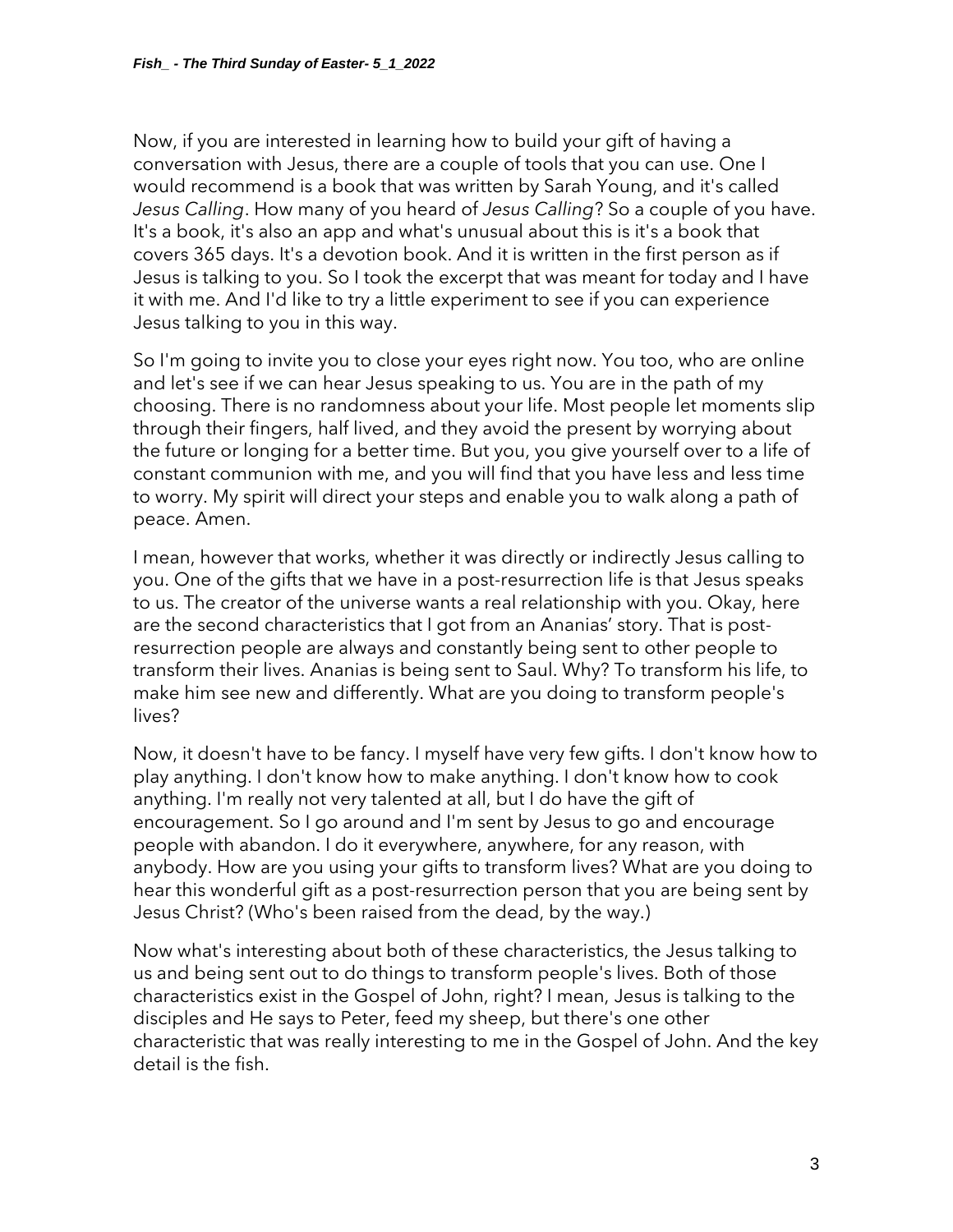Now, if you are interested in learning how to build your gift of having a conversation with Jesus, there are a couple of tools that you can use. One I would recommend is a book that was written by Sarah Young, and it's called *Jesus Calling*. How many of you heard of *Jesus Calling*? So a couple of you have. It's a book, it's also an app and what's unusual about this is it's a book that covers 365 days. It's a devotion book. And it is written in the first person as if Jesus is talking to you. So I took the excerpt that was meant for today and I have it with me. And I'd like to try a little experiment to see if you can experience Jesus talking to you in this way.

So I'm going to invite you to close your eyes right now. You too, who are online and let's see if we can hear Jesus speaking to us. You are in the path of my choosing. There is no randomness about your life. Most people let moments slip through their fingers, half lived, and they avoid the present by worrying about the future or longing for a better time. But you, you give yourself over to a life of constant communion with me, and you will find that you have less and less time to worry. My spirit will direct your steps and enable you to walk along a path of peace. Amen.

I mean, however that works, whether it was directly or indirectly Jesus calling to you. One of the gifts that we have in a post-resurrection life is that Jesus speaks to us. The creator of the universe wants a real relationship with you. Okay, here are the second characteristics that I got from an Ananias' story. That is post-resurrection people are always and constantly being sent to other people to transform their lives. Ananias is being sent to Saul. Why? To transform his life, to make him see new and differently. What are you doing to transform people's lives?

Now, it doesn't have to be fancy. I myself have very few gifts. I don't know how to play anything. I don't know how to make anything. I don't know how to cook anything. I'm really not very talented at all, but I do have the gift of encouragement. So I go around and I'm sent by Jesus to go and encourage people with abandon. I do it everywhere, anywhere, for any reason, with anybody. How are you using your gifts to transform lives? What are you doing to hear this wonderful gift as a post-resurrection person that you are being sent by Jesus Christ? (Who's been raised from the dead, by the way.)

Now what's interesting about both of these characteristics, the Jesus talking to us and being sent out to do things to transform people's lives. Both of those characteristics exist in the Gospel of John, right? I mean, Jesus is talking to the disciples and He says to Peter, feed my sheep, but there's one other characteristic that was really interesting to me in the Gospel of John. And the key detail is the fish.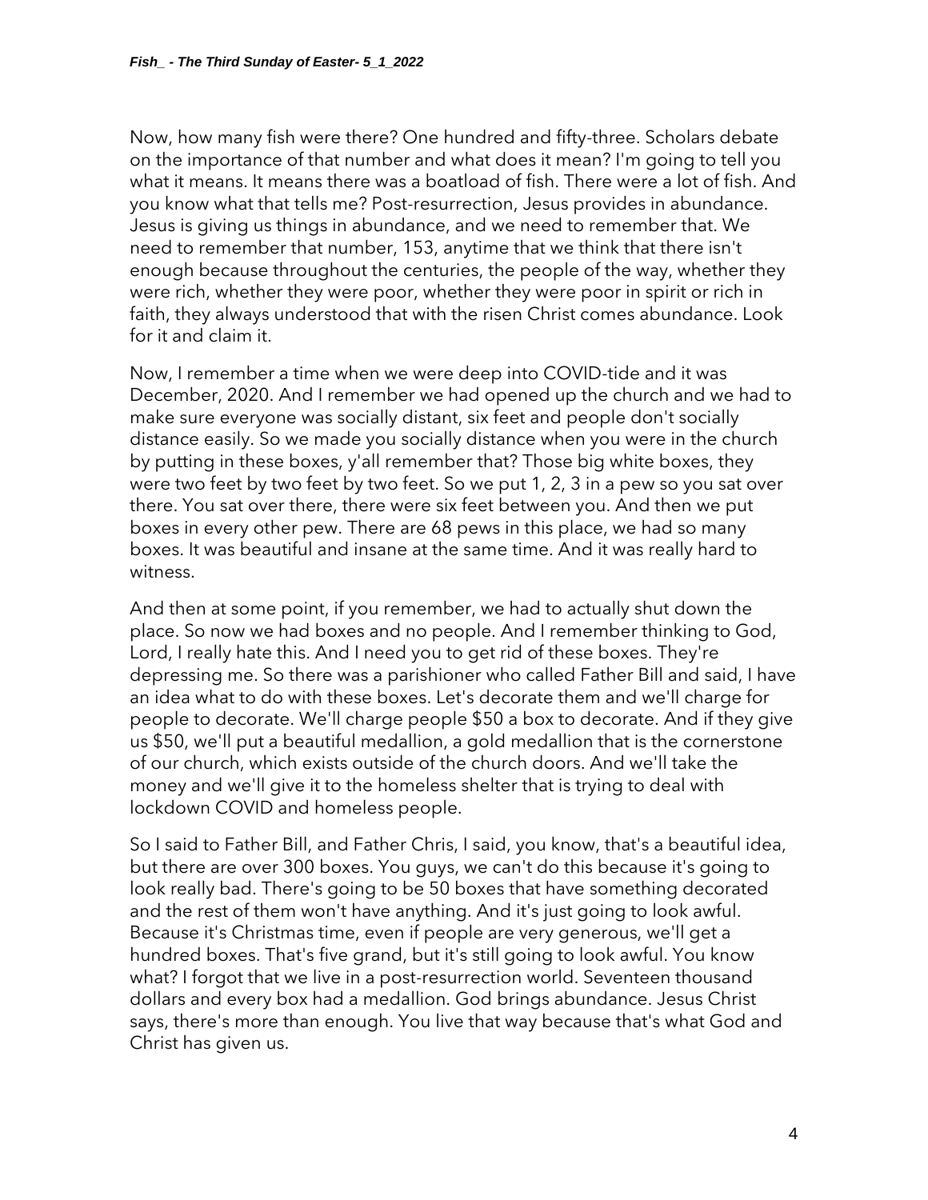Now, how many fish were there? One hundred and fifty-three. Scholars debate on the importance of that number and what does it mean? I'm going to tell you what it means. It means there was a boatload of fish. There were a lot of fish. And you know what that tells me? Post-resurrection, Jesus provides in abundance. Jesus is giving us things in abundance, and we need to remember that. We need to remember that number, 153, anytime that we think that there isn't enough because throughout the centuries, the people of the way, whether they were rich, whether they were poor, whether they were poor in spirit or rich in faith, they always understood that with the risen Christ comes abundance. Look for it and claim it.

Now, I remember a time when we were deep into COVID-tide and it was December, 2020. And I remember we had opened up the church and we had to make sure everyone was socially distant, six feet and people don't socially distance easily. So we made you socially distance when you were in the church by putting in these boxes, y'all remember that? Those big white boxes, they were two feet by two feet by two feet. So we put 1, 2, 3 in a pew so you sat over there. You sat over there, there were six feet between you. And then we put boxes in every other pew. There are 68 pews in this place, we had so many boxes. It was beautiful and insane at the same time. And it was really hard to witness.

And then at some point, if you remember, we had to actually shut down the place. So now we had boxes and no people. And I remember thinking to God, Lord, I really hate this. And I need you to get rid of these boxes. They're depressing me. So there was a parishioner who called Father Bill and said, I have an idea what to do with these boxes. Let's decorate them and we'll charge for people to decorate. We'll charge people $50 a box to decorate. And if they give us $50, we'll put a beautiful medallion, a gold medallion that is the cornerstone of our church, which exists outside of the church doors. And we'll take the money and we'll give it to the homeless shelter that is trying to deal with lockdown COVID and homeless people.

So I said to Father Bill, and Father Chris, I said, you know, that's a beautiful idea, but there are over 300 boxes. You guys, we can't do this because it's going to look really bad. There's going to be 50 boxes that have something decorated and the rest of them won't have anything. And it's just going to look awful. Because it's Christmas time, even if people are very generous, we'll get a hundred boxes. That's five grand, but it's still going to look awful. You know what? I forgot that we live in a post-resurrection world. Seventeen thousand dollars and every box had a medallion. God brings abundance. Jesus Christ says, there's more than enough. You live that way because that's what God and Christ has given us.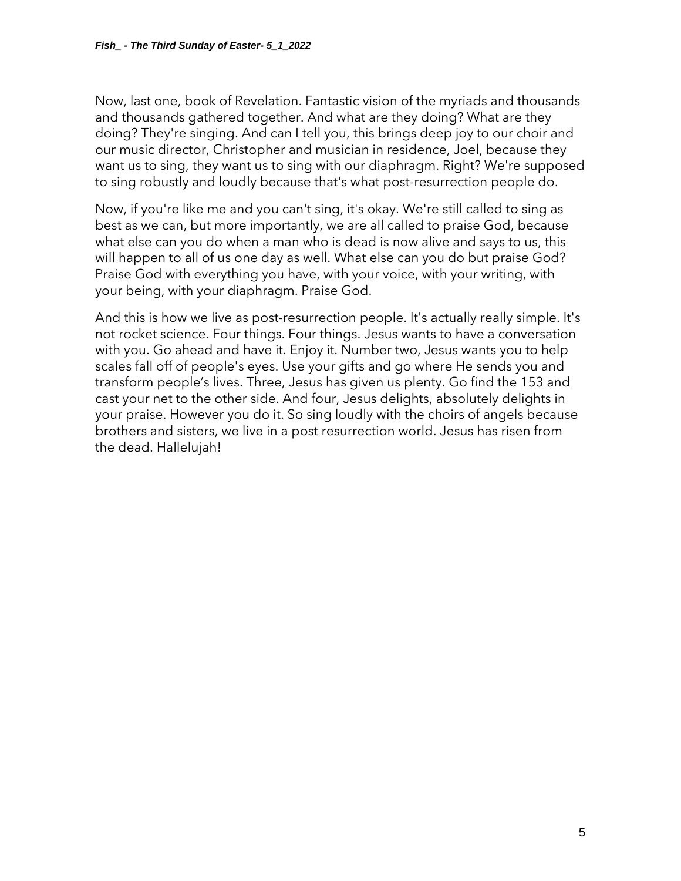Now, last one, book of Revelation. Fantastic vision of the myriads and thousands and thousands gathered together. And what are they doing? What are they doing? They're singing. And can I tell you, this brings deep joy to our choir and our music director, Christopher and musician in residence, Joel, because they want us to sing, they want us to sing with our diaphragm. Right? We're supposed to sing robustly and loudly because that's what post-resurrection people do.

Now, if you're like me and you can't sing, it's okay. We're still called to sing as best as we can, but more importantly, we are all called to praise God, because what else can you do when a man who is dead is now alive and says to us, this will happen to all of us one day as well. What else can you do but praise God? Praise God with everything you have, with your voice, with your writing, with your being, with your diaphragm. Praise God.

And this is how we live as post-resurrection people. It's actually really simple. It's not rocket science. Four things. Four things. Jesus wants to have a conversation with you. Go ahead and have it. Enjoy it. Number two, Jesus wants you to help scales fall off of people's eyes. Use your gifts and go where He sends you and transform people's lives. Three, Jesus has given us plenty. Go find the 153 and cast your net to the other side. And four, Jesus delights, absolutely delights in your praise. However you do it. So sing loudly with the choirs of angels because brothers and sisters, we live in a post resurrection world. Jesus has risen from the dead. Hallelujah!